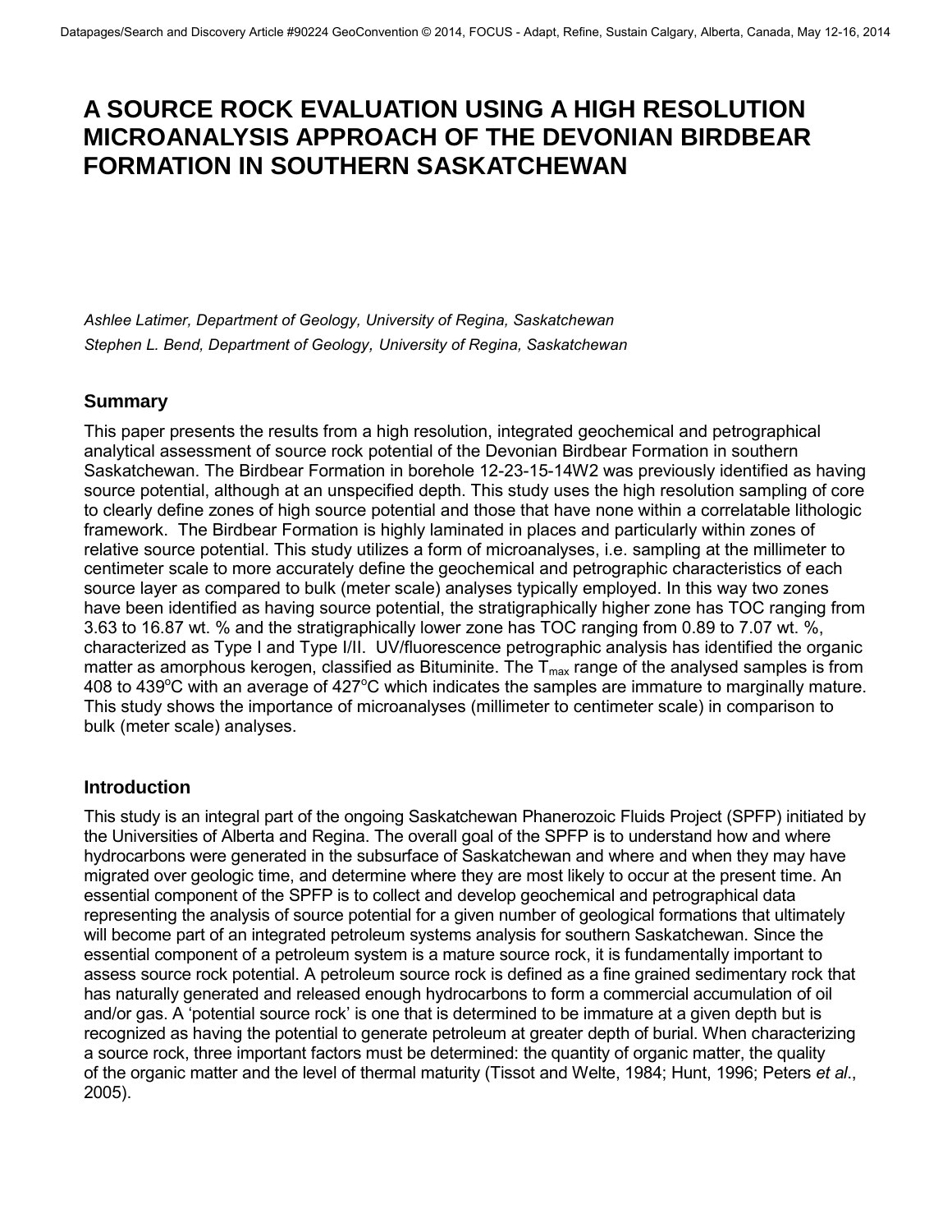# A SOURCE ROCK EVALUATION USING A HIGH RESOLUTION MICROANALYSIS APPROACH OF THE DEVONIAN BIRDBEAR FORMATION IN SOUTHERN SASKATCHEWAN

*Ashlee Latimer, Department of Geology, University of Regina, Saskatchewan*
*Stephen L. Bend, Department of Geology, University of Regina, Saskatchewan*

## Summary

This paper presents the results from a high resolution, integrated geochemical and petrographical analytical assessment of source rock potential of the Devonian Birdbear Formation in southern Saskatchewan. The Birdbear Formation in borehole 12-23-15-14W2 was previously identified as having source potential, although at an unspecified depth. This study uses the high resolution sampling of core to clearly define zones of high source potential and those that have none within a correlatable lithologic framework. The Birdbear Formation is highly laminated in places and particularly within zones of relative source potential. This study utilizes a form of microanalyses, i.e. sampling at the millimeter to centimeter scale to more accurately define the geochemical and petrographic characteristics of each source layer as compared to bulk (meter scale) analyses typically employed. In this way two zones have been identified as having source potential, the stratigraphically higher zone has TOC ranging from 3.63 to 16.87 wt. % and the stratigraphically lower zone has TOC ranging from 0.89 to 7.07 wt. %, characterized as Type I and Type I/II. UV/fluorescence petrographic analysis has identified the organic matter as amorphous kerogen, classified as Bituminite. The $T_{max}$ range of the analysed samples is from 408 to 439$^{o}$C with an average of 427$^{o}$C which indicates the samples are immature to marginally mature. This study shows the importance of microanalyses (millimeter to centimeter scale) in comparison to bulk (meter scale) analyses.

## Introduction

This study is an integral part of the ongoing Saskatchewan Phanerozoic Fluids Project (SPFP) initiated by the Universities of Alberta and Regina. The overall goal of the SPFP is to understand how and where hydrocarbons were generated in the subsurface of Saskatchewan and where and when they may have migrated over geologic time, and determine where they are most likely to occur at the present time. An essential component of the SPFP is to collect and develop geochemical and petrographical data representing the analysis of source potential for a given number of geological formations that ultimately will become part of an integrated petroleum systems analysis for southern Saskatchewan. Since the essential component of a petroleum system is a mature source rock, it is fundamentally important to assess source rock potential. A petroleum source rock is defined as a fine grained sedimentary rock that has naturally generated and released enough hydrocarbons to form a commercial accumulation of oil and/or gas. A 'potential source rock' is one that is determined to be immature at a given depth but is recognized as having the potential to generate petroleum at greater depth of burial. When characterizing a source rock, three important factors must be determined: the quantity of organic matter, the quality of the organic matter and the level of thermal maturity (Tissot and Welte, 1984; Hunt, 1996; Peters *et al*., 2005).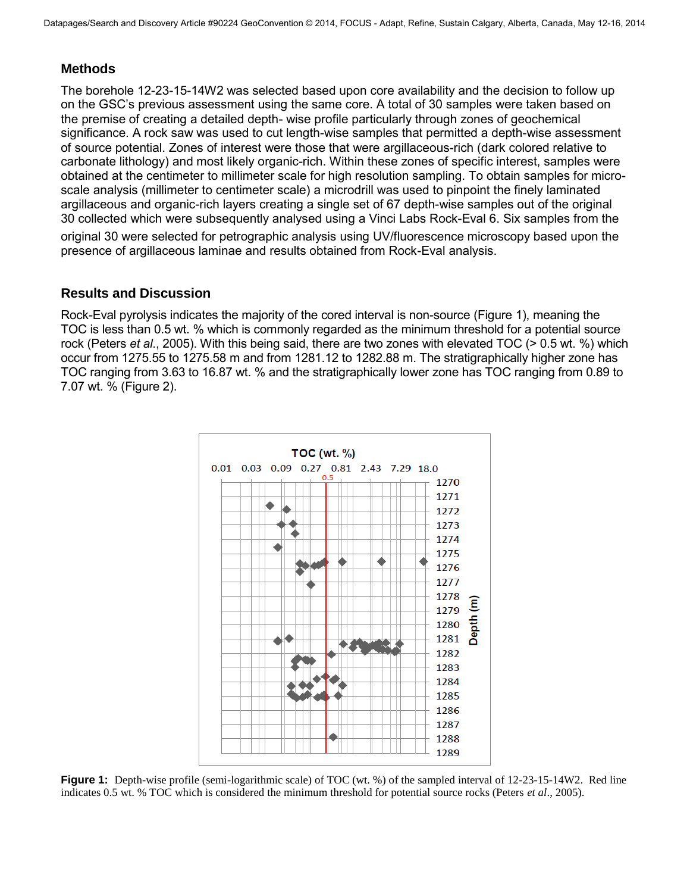## Methods

The borehole 12-23-15-14W2 was selected based upon core availability and the decision to follow up on the GSC's previous assessment using the same core. A total of 30 samples were taken based on the premise of creating a detailed depth- wise profile particularly through zones of geochemical significance. A rock saw was used to cut length-wise samples that permitted a depth-wise assessment of source potential. Zones of interest were those that were argillaceous-rich (dark colored relative to carbonate lithology) and most likely organic-rich. Within these zones of specific interest, samples were obtained at the centimeter to millimeter scale for high resolution sampling. To obtain samples for micro-scale analysis (millimeter to centimeter scale) a microdrill was used to pinpoint the finely laminated argillaceous and organic-rich layers creating a single set of 67 depth-wise samples out of the original 30 collected which were subsequently analysed using a Vinci Labs Rock-Eval 6. Six samples from the original 30 were selected for petrographic analysis using UV/fluorescence microscopy based upon the presence of argillaceous laminae and results obtained from Rock-Eval analysis.

## Results and Discussion

Rock-Eval pyrolysis indicates the majority of the cored interval is non-source (Figure 1), meaning the TOC is less than 0.5 wt. % which is commonly regarded as the minimum threshold for a potential source rock (Peters *et al*., 2005). With this being said, there are two zones with elevated TOC (> 0.5 wt. %) which occur from 1275.55 to 1275.58 m and from 1281.12 to 1282.88 m. The stratigraphically higher zone has TOC ranging from 3.63 to 16.87 wt. % and the stratigraphically lower zone has TOC ranging from 0.89 to 7.07 wt. % (Figure 2).

**Figure 1:** Depth-wise profile (semi-logarithmic scale) of TOC (wt. %) of the sampled interval of 12-23-15-14W2. Red line indicates 0.5 wt. % TOC which is considered the minimum threshold for potential source rocks (Peters *et al*., 2005).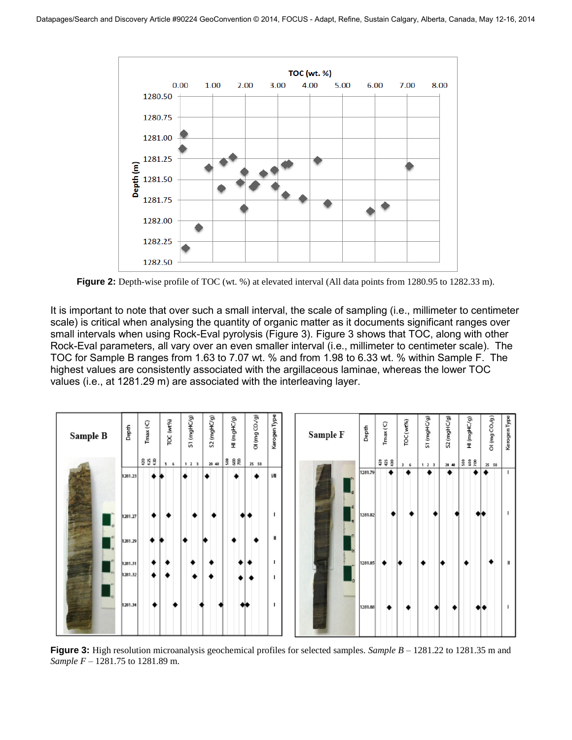**Figure 2:** Depth-wise profile of TOC (wt. %) at elevated interval (All data points from 1280.95 to 1282.33 m).

It is important to note that over such a small interval, the scale of sampling (i.e., millimeter to centimeter scale) is critical when analysing the quantity of organic matter as it documents significant ranges over small intervals when using Rock-Eval pyrolysis (Figure 3). Figure 3 shows that TOC, along with other Rock-Eval parameters, all vary over an even smaller interval (i.e., millimeter to centimeter scale). The TOC for Sample B ranges from 1.63 to 7.07 wt. % and from 1.98 to 6.33 wt. % within Sample F. The highest values are consistently associated with the argillaceous laminae, whereas the lower TOC values (i.e., at 1281.29 m) are associated with the interleaving layer.

**Figure 3:** High resolution microanalysis geochemical profiles for selected samples. *Sample B* – 1281.22 to 1281.35 m and *Sample F* – 1281.75 to 1281.89 m.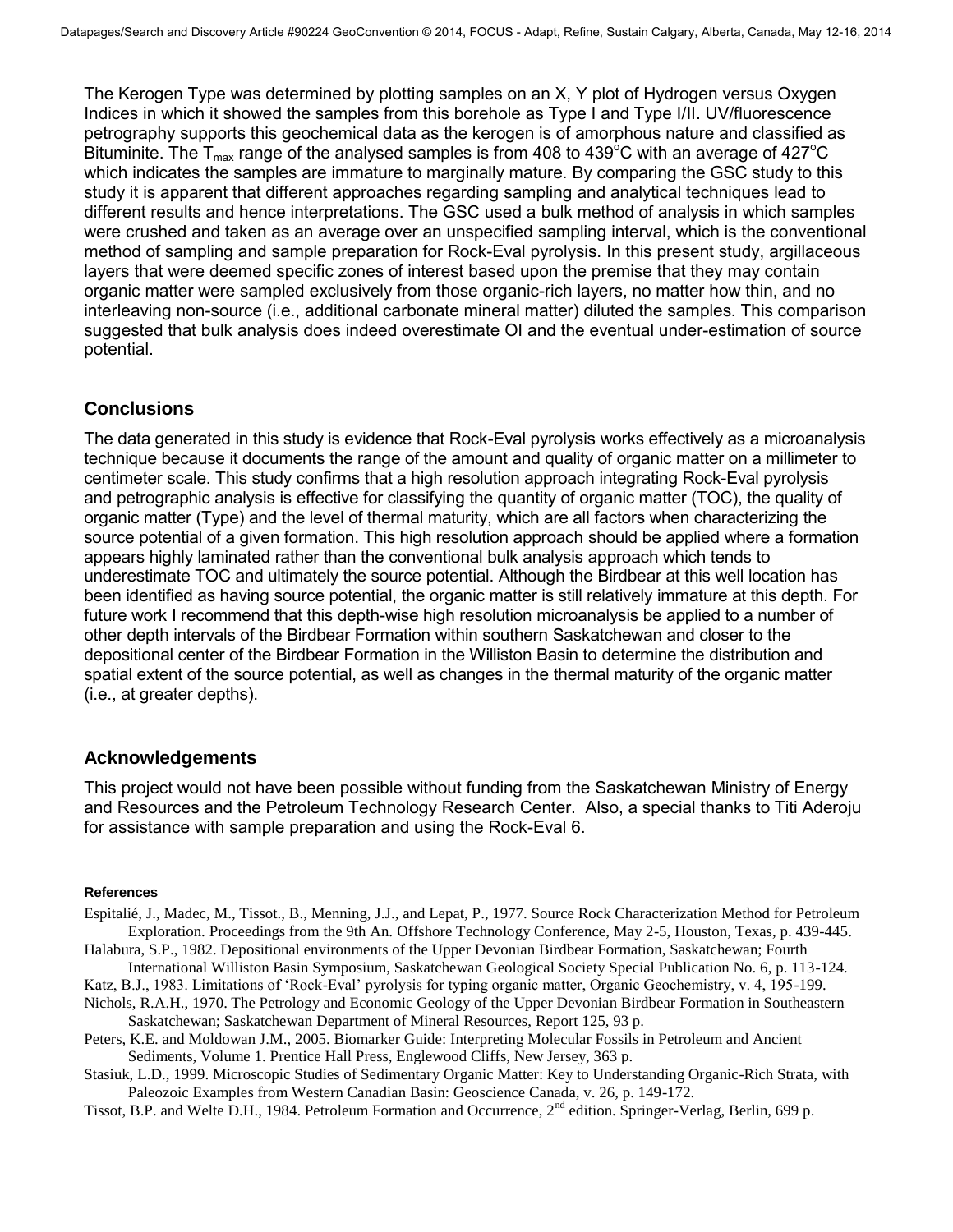The Kerogen Type was determined by plotting samples on an X, Y plot of Hydrogen versus Oxygen Indices in which it showed the samples from this borehole as Type I and Type I/II. UV/fluorescence petrography supports this geochemical data as the kerogen is of amorphous nature and classified as Bituminite. The $T_{max}$ range of the analysed samples is from 408 to 439°C with an average of 427°C which indicates the samples are immature to marginally mature. By comparing the GSC study to this study it is apparent that different approaches regarding sampling and analytical techniques lead to different results and hence interpretations. The GSC used a bulk method of analysis in which samples were crushed and taken as an average over an unspecified sampling interval, which is the conventional method of sampling and sample preparation for Rock-Eval pyrolysis. In this present study, argillaceous layers that were deemed specific zones of interest based upon the premise that they may contain organic matter were sampled exclusively from those organic-rich layers, no matter how thin, and no interleaving non-source (i.e., additional carbonate mineral matter) diluted the samples. This comparison suggested that bulk analysis does indeed overestimate OI and the eventual under-estimation of source potential.

## Conclusions

The data generated in this study is evidence that Rock-Eval pyrolysis works effectively as a microanalysis technique because it documents the range of the amount and quality of organic matter on a millimeter to centimeter scale. This study confirms that a high resolution approach integrating Rock-Eval pyrolysis and petrographic analysis is effective for classifying the quantity of organic matter (TOC), the quality of organic matter (Type) and the level of thermal maturity, which are all factors when characterizing the source potential of a given formation. This high resolution approach should be applied where a formation appears highly laminated rather than the conventional bulk analysis approach which tends to underestimate TOC and ultimately the source potential. Although the Birdbear at this well location has been identified as having source potential, the organic matter is still relatively immature at this depth. For future work I recommend that this depth-wise high resolution microanalysis be applied to a number of other depth intervals of the Birdbear Formation within southern Saskatchewan and closer to the depositional center of the Birdbear Formation in the Williston Basin to determine the distribution and spatial extent of the source potential, as well as changes in the thermal maturity of the organic matter (i.e., at greater depths).

## Acknowledgements

This project would not have been possible without funding from the Saskatchewan Ministry of Energy and Resources and the Petroleum Technology Research Center. Also, a special thanks to Titi Aderoju for assistance with sample preparation and using the Rock-Eval 6.

### References

Espitalié, J., Madec, M., Tissot., B., Menning, J.J., and Lepat, P., 1977. Source Rock Characterization Method for Petroleum Exploration. Proceedings from the 9th An. Offshore Technology Conference, May 2-5, Houston, Texas, p. 439-445.

Halabura, S.P., 1982. Depositional environments of the Upper Devonian Birdbear Formation, Saskatchewan; Fourth International Williston Basin Symposium, Saskatchewan Geological Society Special Publication No. 6, p. 113-124.

Katz, B.J., 1983. Limitations of 'Rock-Eval' pyrolysis for typing organic matter, Organic Geochemistry, v. 4, 195-199.

Nichols, R.A.H., 1970. The Petrology and Economic Geology of the Upper Devonian Birdbear Formation in Southeastern Saskatchewan; Saskatchewan Department of Mineral Resources, Report 125, 93 p.

Peters, K.E. and Moldowan J.M., 2005. Biomarker Guide: Interpreting Molecular Fossils in Petroleum and Ancient Sediments, Volume 1. Prentice Hall Press, Englewood Cliffs, New Jersey, 363 p.

Stasiuk, L.D., 1999. Microscopic Studies of Sedimentary Organic Matter: Key to Understanding Organic-Rich Strata, with Paleozoic Examples from Western Canadian Basin: Geoscience Canada, v. 26, p. 149-172.

Tissot, B.P. and Welte D.H., 1984. Petroleum Formation and Occurrence, 2nd edition. Springer-Verlag, Berlin, 699 p.